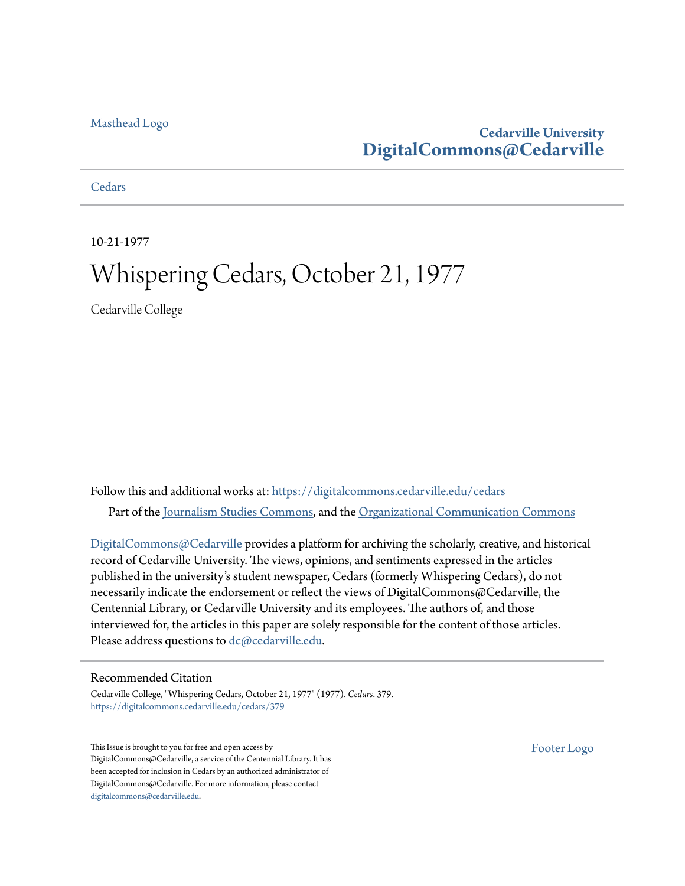Masthead Logo

**Cedarville University**
**DigitalCommons@Cedarville**

Cedars

10-21-1977

# Whispering Cedars, October 21, 1977

Cedarville College

Follow this and additional works at: https://digitalcommons.cedarville.edu/cedars

Part of the Journalism Studies Commons, and the Organizational Communication Commons

DigitalCommons@Cedarville provides a platform for archiving the scholarly, creative, and historical record of Cedarville University. The views, opinions, and sentiments expressed in the articles published in the university's student newspaper, Cedars (formerly Whispering Cedars), do not necessarily indicate the endorsement or reflect the views of DigitalCommons@Cedarville, the Centennial Library, or Cedarville University and its employees. The authors of, and those interviewed for, the articles in this paper are solely responsible for the content of those articles. Please address questions to dc@cedarville.edu.

## Recommended Citation

Cedarville College, "Whispering Cedars, October 21, 1977" (1977). *Cedars*. 379.
https://digitalcommons.cedarville.edu/cedars/379

This Issue is brought to you for free and open access by DigitalCommons@Cedarville, a service of the Centennial Library. It has been accepted for inclusion in Cedars by an authorized administrator of DigitalCommons@Cedarville. For more information, please contact digitalcommons@cedarville.edu.

Footer Logo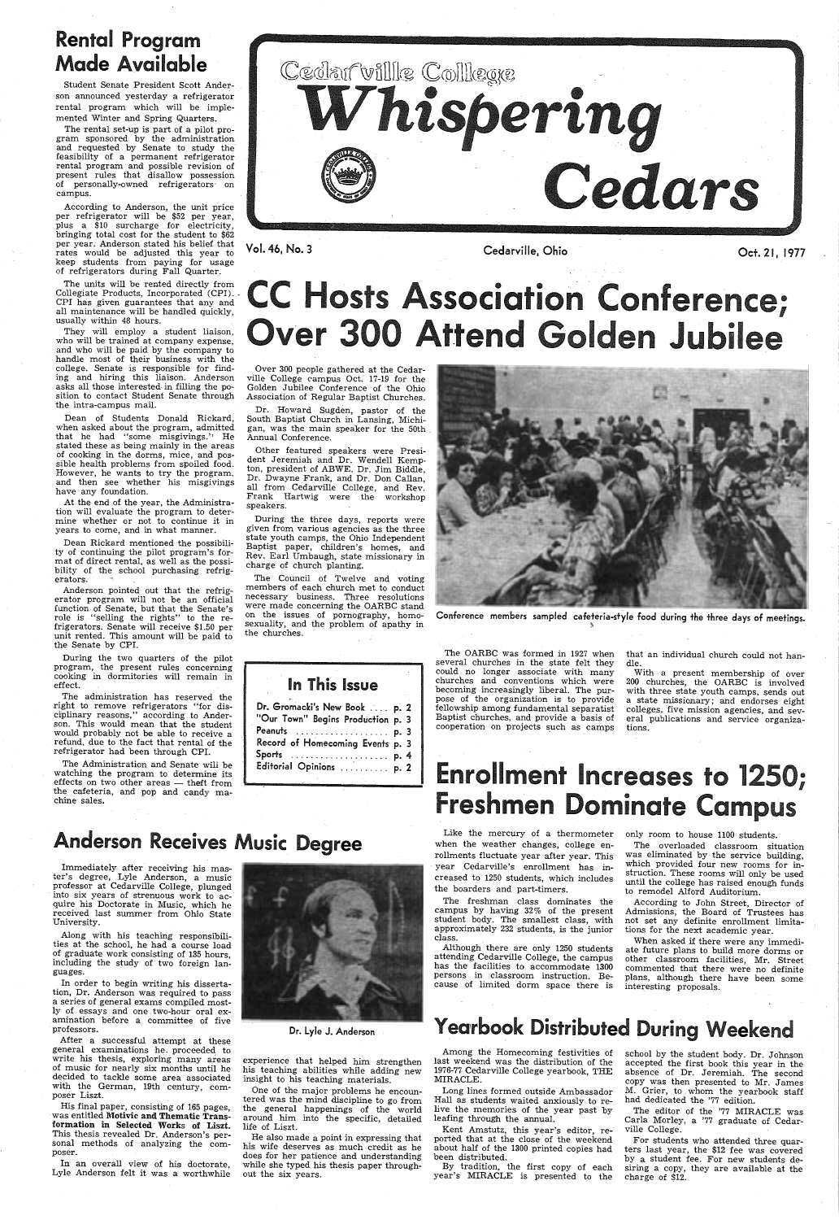# Cedarville College Whispering Cedars

Vol. 46, No. 3 — Cedarville, Ohio — Oct. 21, 1977

## Rental Program Made Available

Student Senate President Scott Anderson announced yesterday a refrigerator rental program which will be implemented Winter and Spring Quarters.

The rental set-up is part of a pilot program sponsored by the administration and requested by Senate to study the feasibility of a permanent refrigerator rental program and possible revision of present rules that disallow possession of personally-owned refrigerators on campus.

According to Anderson, the unit price per refrigerator will be $52 per year, plus a $10 surcharge for electricity, bringing total cost for the student to $62 per year. Anderson stated his belief that rates would be adjusted this year to keep students from paying for usage of refrigerators during Fall Quarter.

The units will be rented directly from Collegiate Products, Incorporated (CPI). CPI has given guarantees that any and all maintenance will be handled quickly, usually within 48 hours.

They will employ a student liaison, who will be trained at company expense, and who will be paid by the company to handle most of their business with the college. Senate is responsible for finding and hiring this liaison. Anderson asks all those interested in filling the position to contact Student Senate through the intra-campus mail.

Dean of Students Donald Rickard, when asked about the program, admitted that he had "some misgivings." He stated these as being mainly in the areas of cooking in the dorms, mice, and possible health problems from spoiled food. However, he wants to try the program, and then see whether his misgivings have any foundation.

At the end of the year, the Administration will evaluate the program to determine whether or not to continue it in years to come, and in what manner.

Dean Rickard mentioned the possibility of continuing the pilot program's format of direct rental, as well as the possibility of the school purchasing refrigerators.

Anderson pointed out that the refrigerator program will not be an official function of Senate, but that the Senate's role is "selling the rights" to the refrigerators. Senate will receive $1.50 per unit rented. This amount will be paid to the Senate by CPI.

During the two quarters of the pilot program, the present rules concerning cooking in dormitories will remain in effect.

The administration has reserved the right to remove refrigerators "for disciplinary reasons," according to Anderson. This would mean that the student would probably not be able to receive a refund, due to the fact that rental of the refrigerator had been through CPI.

The Administration and Senate will be watching the program to determine its effects on two other areas — theft from the cafeteria, and pop and candy machine sales.

# CC Hosts Association Conference; Over 300 Attend Golden Jubilee

Over 300 people gathered at the Cedarville College campus Oct. 17-19 for the Golden Jubilee Conference of the Ohio Association of Regular Baptist Churches.

Dr. Howard Sugden, pastor of the South Baptist Church in Lansing, Michigan, was the main speaker for the 50th Annual Conference.

Other featured speakers were President Jeremiah and Dr. Wendell Kempton, president of ABWE. Dr. Jim Biddle, Dr. Dwayne Frank, and Dr. Don Callan, all from Cedarville College, and Rev. Frank Hartwig were the workshop speakers.

During the three days, reports were given from various agencies as the three state youth camps, the Ohio Independent Baptist paper, children's homes, and Rev. Earl Umbaugh, state missionary in charge of church planting.

The Council of Twelve and voting members of each church met to conduct necessary business. Three resolutions were made concerning the OARBC stand on the issues of pornography, homosexuality, and the problem of apathy in the churches.

Conference members sampled cafeteria-style food during the three days of meetings.

The OARBC was formed in 1927 when several churches in the state felt they could no longer associate with many churches and conventions which were becoming increasingly liberal. The purpose of the organization is to provide fellowship among fundamental separatist Baptist churches, and provide a basis of cooperation on projects such as camps that an individual church could not handle.

With a present membership of over 200 churches, the OARBC is involved with three state youth camps, sends out a state missionary; and endorses eight colleges, five mission agencies, and several publications and service organizations.

### In This Issue

- Dr. Gromacki's New Book .... p. 2
- "Our Town" Begins Production p. 3
- Peanuts .................. p. 3
- Record of Homecoming Events p. 3
- Sports .................. p. 4
- Editorial Opinions .......... p. 2

## Enrollment Increases to 1250; Freshmen Dominate Campus

Like the mercury of a thermometer when the weather changes, college enrollments fluctuate year after year. This year Cedarville's enrollment has increased to 1250 students, which includes the boarders and part-timers.

The freshman class dominates the campus by having 32% of the present student body. The smallest class, with approximately 232 students, is the junior class.

Although there are only 1250 students attending Cedarville College, the campus has the facilities to accommodate 1300 persons in classroom instruction. Because of limited dorm space there is only room to house 1100 students.

The overloaded classroom situation was eliminated by the service building, which provided four new rooms for instruction. These rooms will only be used until the college has raised enough funds to remodel Alford Auditorium.

According to John Street, Director of Admissions, the Board of Trustees has not set any definite enrollment limitations for the next academic year.

When asked if there were any immediate future plans to build more dorms or other classroom facilities, Mr. Street commented that there were no definite plans, although there have been some interesting proposals.

## Anderson Receives Music Degree

Immediately after receiving his master's degree, Lyle Anderson, a music professor at Cedarville College, plunged into six years of strenuous work to acquire his Doctorate in Music, which he received last summer from Ohio State University.

Along with his teaching responsibilities at the school, he had a course load of graduate work consisting of 135 hours, including the study of two foreign languages.

In order to begin writing his dissertation, Dr. Anderson was required to pass a series of general exams compiled mostly of essays and one two-hour oral examination before a committee of five professors.

After a successful attempt at these general examinations he proceeded to write his thesis, exploring many areas of music for nearly six months until he decided to tackle some area associated with the German, 19th century, composer Liszt.

His final paper, consisting of 165 pages, was entitled **Motivic and Thematic Transformation in Selected Works of Liszt.** This thesis revealed Dr. Anderson's personal methods of analyzing the composer.

In an overall view of his doctorate, Lyle Anderson felt it was a worthwhile experience that helped him strengthen his teaching abilities while adding new insight to his teaching materials.

One of the major problems he encountered was the mind discipline to go from the general happenings of the world around him into the specific, detailed life of Liszt.

He also made a point in expressing that his wife deserves as much credit as he does for her patience and understanding while she typed his thesis paper throughout the six years.

Dr. Lyle J. Anderson

## Yearbook Distributed During Weekend

Among the Homecoming festivities of last weekend was the distribution of the 1976-77 Cedarville College yearbook, THE MIRACLE.

Long lines formed outside Ambassador Hall as students waited anxiously to relive the memories of the year past by leafing through the annual.

Kent Amstutz, this year's editor, reported that at the close of the weekend about half of the 1300 printed copies had been distributed.

By tradition, the first copy of each year's MIRACLE is presented to the school by the student body. Dr. Johnson accepted the first book this year in the absence of Dr. Jeremiah. The second copy was then presented to Mr. James M. Grier, to whom the yearbook staff had dedicated the '77 edition.

The editor of the '77 MIRACLE was Carla Morley, a '77 graduate of Cedarville College.

For students who attended three quarters last year, the $12 fee was covered by a student fee. For new students desiring a copy, they are available at the charge of $12.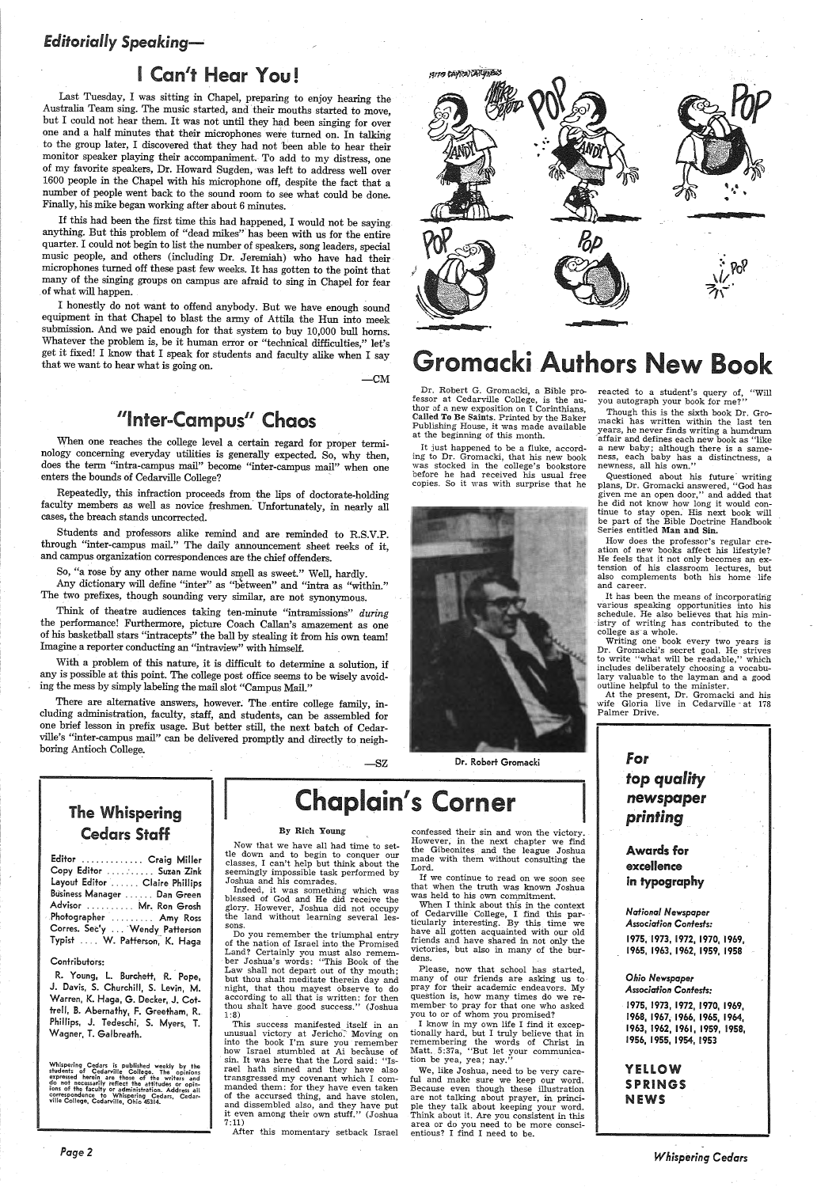## *Editorially Speaking—*

# I Can't Hear You!

Last Tuesday, I was sitting in Chapel, preparing to enjoy hearing the Australia Team sing. The music started, and their mouths started to move, but I could not hear them. It was not until they had been singing for over one and a half minutes that their microphones were turned on. In talking to the group later, I discovered that they had not been able to hear their monitor speaker playing their accompaniment. To add to my distress, one of my favorite speakers, Dr. Howard Sugden, was left to address well over 1600 people in the Chapel with his microphone off, despite the fact that a number of people went back to the sound room to see what could be done. Finally, his mike began working after about 6 minutes.

If this had been the first time this had happened, I would not be saying anything. But this problem of "dead mikes" has been with us for the entire quarter. I could not begin to list the number of speakers, song leaders, special music people, and others (including Dr. Jeremiah) who have had their microphones turned off these past few weeks. It has gotten to the point that many of the singing groups on campus are afraid to sing in Chapel for fear of what will happen.

I honestly do not want to offend anybody. But we have enough sound equipment in that Chapel to blast the army of Attila the Hun into meek submission. And we paid enough for that system to buy 10,000 bull horns. Whatever the problem is, be it human error or "technical difficulties," let's get it fixed! I know that I speak for students and faculty alike when I say that we want to hear what is going on.

—CM

# "Inter-Campus" Chaos

When one reaches the college level a certain regard for proper terminology concerning everyday utilities is generally expected. So, why then, does the term "intra-campus mail" become "inter-campus mail" when one enters the bounds of Cedarville College?

Repeatedly, this infraction proceeds from the lips of doctorate-holding faculty members as well as novice freshmen. Unfortunately, in nearly all cases, the breach stands uncorrected.

Students and professors alike remind and are reminded to R.S.V.P. through "inter-campus mail." The daily announcement sheet reeks of it, and campus organization correspondences are the chief offenders.

So, "a rose by any other name would smell as sweet." Well, hardly.

Any dictionary will define "inter" as "between" and "intra as "within." The two prefixes, though sounding very similar, are not synonymous.

Think of theatre audiences taking ten-minute "intramissions" *during* the performance! Furthermore, picture Coach Callan's amazement as one of his basketball stars "intracepts" the ball by stealing it from his own team! Imagine a reporter conducting an "intraview" with himself.

With a problem of this nature, it is difficult to determine a solution, if any is possible at this point. The college post office seems to be wisely avoiding the mess by simply labeling the mail slot "Campus Mail."

There are alternative answers, however. The entire college family, including administration, faculty, staff, and students, can be assembled for one brief lesson in prefix usage. But better still, the next batch of Cedarville's "inter-campus mail" can be delivered promptly and directly to neighboring Antioch College.

—SZ

# Gromacki Authors New Book

Dr. Robert G. Gromacki, a Bible professor at Cedarville College, is the author of a new exposition on I Corinthians, **Called To Be Saints**. Printed by the Baker Publishing House, it was made available at the beginning of this month.

It just happened to be a fluke, according to Dr. Gromacki, that his new book was stocked in the college's bookstore before he had received his usual free copies. So it was with surprise that he reacted to a student's query of, "Will you autograph your book for me?"

Though this is the sixth book Dr. Gromacki has written within the last ten years, he never finds writing a humdrum affair and defines each new book as "like a new baby; although there is a sameness, each baby has a distinctness, a newness, all his own."

Questioned about his future writing plans, Dr. Gromacki answered, "God has given me an open door," and added that he did not know how long it would continue to stay open. His next book will be part of the Bible Doctrine Handbook Series entitled **Man and Sin.**

How does the professor's regular creation of new books affect his lifestyle? He feels that it not only becomes an extension of his classroom lectures, but also complements both his home life and career.

It has been the means of incorporating various speaking opportunities into his schedule. He also believes that his ministry of writing has contributed to the college as a whole.

Writing one book every two years is Dr. Gromacki's secret goal. He strives to write "what will be readable," which includes deliberately choosing a vocabulary valuable to the layman and a good outline helpful to the minister.

At the present, Dr. Gromacki and his wife Gloria live in Cedarville at 178 Palmer Drive.

Dr. Robert Gromacki

## The Whispering Cedars Staff

Editor ............ Craig Miller
Copy Editor ........ Suzan Zink
Layout Editor ...... Claire Phillips
Business Manager ...... Dan Green
Advisor .......... Mr. Ron Grosh
Photographer ......... Amy Ross
Corres. Sec'y .... Wendy Patterson
Typist .... W. Patterson, K. Haga

**Contributors:**

R. Young, L. Burchett, R. Pope, J. Davis, S. Churchill, S. Levin, M. Warren, K. Haga, G. Decker, J. Cottrell, B. Abernathy, F. Greetham, R. Phillips, J. Tedeschi, S. Myers, T. Wagner, T. Galbreath.

Whispering Cedars is published weekly by the students of Cedarville College. The opinions expressed herein are those of the writers and do not necessarily reflect the attitudes or opinions of the faculty or administration. Address all correspondence to Whispering Cedars, Cedarville College, Cedarville, Ohio 45314.

# Chaplain's Corner

**By Rich Young**

Now that we have all had time to settle down and to begin to conquer our classes, I can't help but think about the seemingly impossible task performed by Joshua and his comrades.

Indeed, it was something which was blessed of God and He did receive the glory. However, Joshua did not occupy the land without learning several lessons.

Do you remember the triumphal entry of the nation of Israel into the Promised Land? Certainly you must also remember Joshua's words: "This Book of the Law shall not depart out of thy mouth; but thou shalt meditate therein day and night, that thou mayest observe to do according to all that is written: for then thou shalt have good success." (Joshua 1:8)

This success manifested itself in an unusual victory at Jericho. Moving on into the book I'm sure you remember how Israel stumbled at Ai because of sin. It was here that the Lord said: "Israel hath sinned and they have also transgressed my covenant which I commanded them: for they have even taken of the accursed thing, and have stolen, and dissembled also, and they have put it even among their own stuff." (Joshua 7:11)

After this momentary setback Israel confessed their sin and won the victory. However, in the next chapter we find the Gibeonites and the league Joshua made with them without consulting the Lord.

If we continue to read on we soon see that when the truth was known Joshua was held to his own commitment.

When I think about this in the context of Cedarville College, I find this particularly interesting. By this time we have all gotten acquainted with our old friends and have shared in not only the victories, but also in many of the burdens.

Please, now that school has started, many of our friends are asking us to pray for their academic endeavors. My question is, how many times do we remember to pray for that one who asked you to or of whom you promised?

I know in my own life I find it exceptionally hard, but I truly believe that in remembering the words of Christ in Matt. 5:37a, "But let your communication be yea, yea; nay."

We, like Joshua, need to be very careful and make sure we keep our word. Because even though these illustration are not talking about prayer, in principle they talk about keeping your word. Think about it. Are you consistent in this area or do you need to be more conscientious? I find I need to be.

*For top quality newspaper printing*

**Awards for excellence in typography**

*National Newspaper Association Contests:*

1975, 1973, 1972, 1970, 1969, 1965, 1963, 1962, 1959, 1958

*Ohio Newspaper Association Contests:*

1975, 1973, 1972, 1970, 1969, 1968, 1967, 1966, 1965, 1964, 1963, 1962, 1961, 1959, 1958, 1956, 1955, 1954, 1953

**YELLOW SPRINGS NEWS**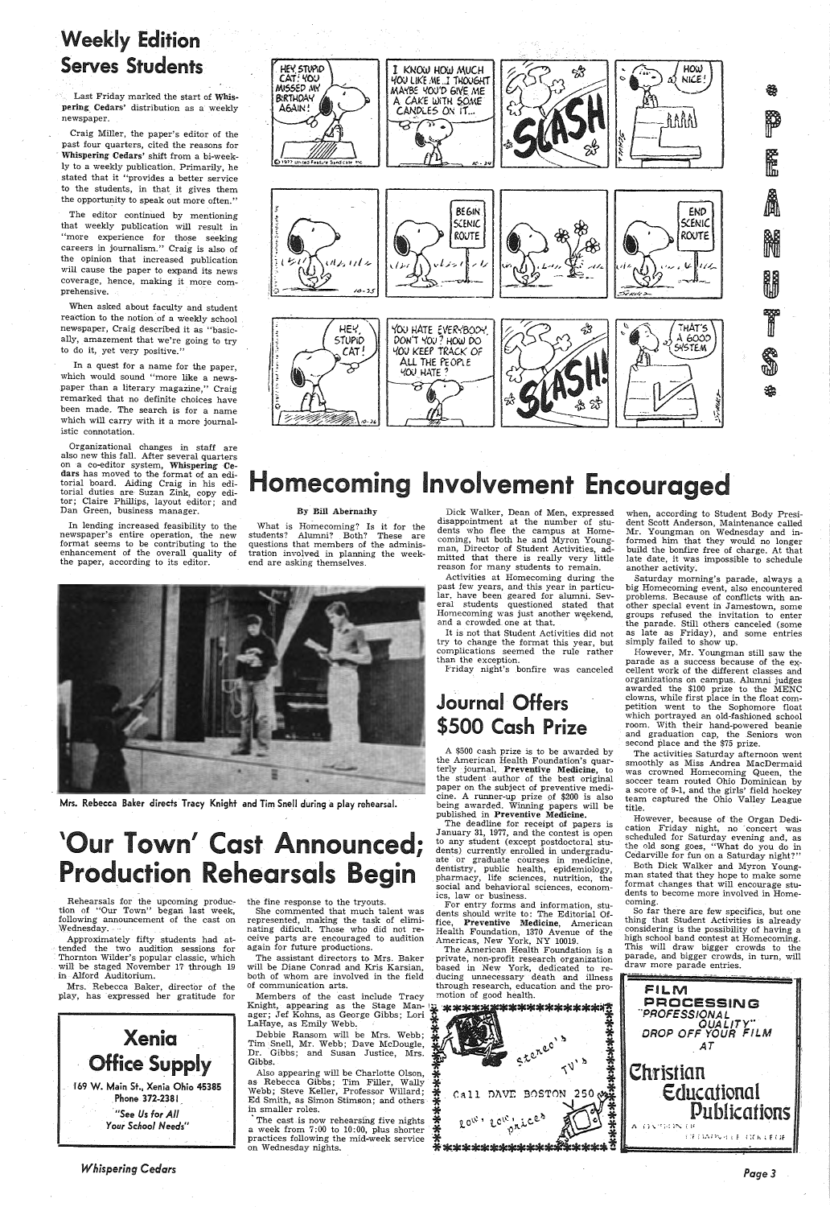## Weekly Edition Serves Students

Last Friday marked the start of **Whispering Cedars'** distribution as a weekly newspaper.

Craig Miller, the paper's editor of the past four quarters, cited the reasons for **Whispering Cedars'** shift from a bi-weekly to a weekly publication. Primarily, he stated that it "provides a better service to the students, in that it gives them the opportunity to speak out more often."

The editor continued by mentioning that weekly publication will result in "more experience for those seeking careers in journalism." Craig is also of the opinion that increased publication will cause the paper to expand its news coverage, hence, making it more comprehensive.

When asked about faculty and student reaction to the notion of a weekly school newspaper, Craig described it as "basically, amazement that we're going to try to do it, yet very positive."

In a quest for a name for the paper, which would sound "more like a newspaper than a literary magazine," Craig remarked that no definite choices have been made. The search is for a name which will carry with it a more journalistic connotation.

Organizational changes in staff are also new this fall. After several quarters on a co-editor system, **Whispering Cedars** has moved to the format of an editorial board. Aiding Craig in his editorial duties are Suzan Zink, copy editor; Claire Phillips, layout editor; and Dan Green, business manager.

In lending increased feasibility to the newspaper's entire operation, the new format seems to be contributing to the enhancement of the overall quality of the paper, according to its editor.

Mrs. Rebecca Baker directs Tracy Knight and Tim Snell during a play rehearsal.

## 'Our Town' Cast Announced; Production Rehearsals Begin

Rehearsals for the upcoming production of "Our Town" began last week, following announcement of the cast on Wednesday.

Approximately fifty students had attended the two audition sessions for Thornton Wilder's popular classic, which will be staged November 17 through 19 in Alford Auditorium.

Mrs. Rebecca Baker, director of the play, has expressed her gratitude for the fine response to the tryouts.

She commented that much talent was represented, making the task of eliminating difficult. Those who did not receive parts are encouraged to audition again for future productions.

The assistant directors to Mrs. Baker will be Diane Conrad and Kris Karsian, both of whom are involved in the field of communication arts.

Members of the cast include Tracy Knight, appearing as the Stage Manager; Jef Kohns, as George Gibbs; Lori LaHaye, as Emily Webb.

Debbie Ransom will be Mrs. Webb; Tim Snell, Mr. Webb; Dave McDougle, Dr. Gibbs; and Susan Justice, Mrs. Gibbs.

Also appearing will be Charlotte Olson, as Rebecca Gibbs; Tim Filler, Wally Webb; Steve Keller, Professor Willard; Ed Smith, as Simon Stimson; and others in smaller roles.

The cast is now rehearsing five nights a week from 7:00 to 10:00, plus shorter practices following the mid-week service on Wednesday nights.

**Xenia Office Supply**
169 W. Main St., Xenia Ohio 45385
Phone 372-2381
"See Us for All Your School Needs"

## Homecoming Involvement Encouraged

By Bill Abernathy

What is Homecoming? Is it for the students? Alumni? Both? These are questions that members of the administration involved in planning the weekend are asking themselves.

Dick Walker, Dean of Men, expressed disappointment at the number of students who flee the campus at Homecoming, but both he and Myron Youngman, Director of Student Activities, admitted that there is really very little reason for many students to remain.

Activities at Homecoming during the past few years, and this year in particular, have been geared for alumni. Several students questioned stated that Homecoming was just another weekend, and a crowded one at that.

It is not that Student Activities did not try to change the format this year, but complications seemed the rule rather than the exception.

Friday night's bonfire was canceled when, according to Student Body President Scott Anderson, Maintenance called Mr. Youngman on Wednesday and informed him that they would no longer build the bonfire free of charge. At that late date, it was impossible to schedule another activity.

Saturday morning's parade, always a big Homecoming event, also encountered problems. Because of conflicts with another special event in Jamestown, some groups refused the invitation to enter the parade. Still others canceled (some as late as Friday), and some entries simply failed to show up.

However, Mr. Youngman still saw the parade as a success because of the excellent work of the different classes and organizations on campus. Alumni judges awarded the $100 prize to the MENC clowns, while first place in the float competition went to the Sophomore float which portrayed an old-fashioned school room. With their hand-powered beanie and graduation cap, the Seniors won second place and the $75 prize.

The activities Saturday afternoon went smoothly as Miss Andrea MacDermaid was crowned Homecoming Queen, the soccer team routed Ohio Dominican by a score of 9-1, and the girls' field hockey team captured the Ohio Valley League title.

However, because of the Organ Dedication Friday night, no concert was scheduled for Saturday evening and, as the old song goes, "What do you do in Cedarville for fun on a Saturday night?"

Both Dick Walker and Myron Youngman stated that they hope to make some format changes that will encourage students to become more involved in Homecoming.

So far there are few specifics, but one thing that Student Activities is already considering is the possibility of having a high school band contest at Homecoming. This will draw bigger crowds to the parade, and bigger crowds, in turn, will draw more parade entries.

## Journal Offers $500 Cash Prize

A $500 cash prize is to be awarded by the American Health Foundation's quarterly journal, **Preventive Medicine**, to the student author of the best original paper on the subject of preventive medicine. A runner-up prize of $200 is also being awarded. Winning papers will be published in **Preventive Medicine**.

The deadline for receipt of papers is January 31, 1977, and the contest is open to any student (except postdoctoral students) currently enrolled in undergraduate or graduate courses in medicine, dentistry, public health, epidemiology, pharmacy, life sciences, nutrition, the social and behavioral sciences, economics, law or business.

For entry forms and information, students should write to: The Editorial Office, **Preventive Medicine**, American Health Foundation, 1370 Avenue of the Americas, New York, NY 10019.

The American Health Foundation is a private, non-profit research organization based in New York, dedicated to reducing unnecessary death and illness through research, education and the promotion of good health.

Stereo's TV's
Call DAVE BOSTON 250
Low, Low, prices

**FILM PROCESSING**
"PROFESSIONAL QUALITY"
DROP OFF YOUR FILM AT
**Christian Educational Publications**
A DIVISION OF CEDARVILLE COLLEGE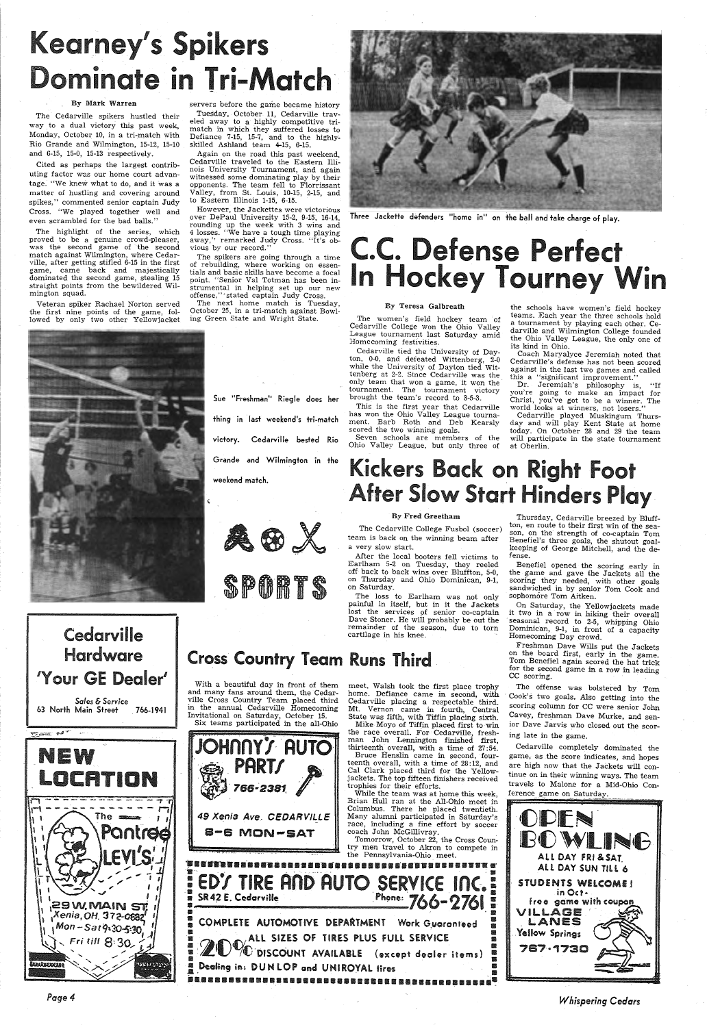# Kearney's Spikers Dominate in Tri-Match

By Mark Warren

The Cedarville spikers hustled their way to a dual victory this past week, Monday, October 10, in a tri-match with Rio Grande and Wilmington, 15-12, 15-10 and 6-15, 15-0, 15-13 respectively.

Cited as perhaps the largest contributing factor was our home court advantage. "We knew what to do, and it was a matter of hustling and covering around spikes," commented senior captain Judy Cross. "We played together well and even scrambled for the bad balls."

The highlight of the series, which proved to be a genuine crowd-pleaser, was the second game of the second match against Wilmington, where Cedarville, after getting stifled 6-15 in the first game, came back and majestically dominated the second game, stealing 15 straight points from the bewildered Wilmington squad.

Veteran spiker Rachael Norton served the first nine points of the game, followed by only two other Yellowjacket servers before the game became history.

Tuesday, October 11, Cedarville traveled away to a highly competitive tri-match in which they suffered losses to Defiance 7-15, 15-7, and to the highly-skilled Ashland team 4-15, 6-15.

Again on the road this past weekend, Cedarville traveled to the Eastern Illinois University Tournament, and again witnessed some dominating play by their opponents. The team fell to Florrissant Valley, from St. Louis, 10-15, 2-15, and to Eastern Illinois 1-15, 6-15.

However, the Jackettes were victorious over DePaul University 15-2, 9-15, 16-14, rounding up the week with 3 wins and 4 losses. "We have a tough time playing away," remarked Judy Cross. "It's obvious by our record."

The spikers are going through a time of rebuilding, where working on essentials and basic skills have become a focal point. "Senior Val Totman has been instrumental in helping set up our new offense." stated captain Judy Cross.

The next home match is Tuesday, October 25, in a tri-match against Bowling Green State and Wright State.

Sue "Freshman" Riegle does her thing in last weekend's tri-match victory. Cedarville bested Rio Grande and Wilmington in the weekend match.

SPORTS

Three Jackette defenders "home in" on the ball and take charge of play.

# C.C. Defense Perfect In Hockey Tourney Win

By Teresa Galbreath

The women's field hockey team of Cedarville College won the Ohio Valley League tournament last Saturday amid Homecoming festivities.

Cedarville tied the University of Dayton, 0-0, and defeated Wittenberg, 2-0 while the University of Dayton tied Wittenberg at 2-2. Since Cedarville was the only team that won a game, it won the tournament. The tournament victory brought the team's record to 3-5-3.

This is the first year that Cedarville has won the Ohio Valley League tournament. Barb Roth and Deb Kearsly scored the two winning goals.

Seven schools are members of the Ohio Valley League, but only three of the schools have women's field hockey teams. Each year the three schools hold a tournament by playing each other. Cedarville and Wilmington College founded the Ohio Valley League, the only one of its kind in Ohio.

Coach Maryalyce Jeremiah noted that Cedarville's defense has not been scored against in the last two games and called this a "significant improvement."

Dr. Jeremiah's philosophy is, "If you're going to make an impact for Christ, you've got to be a winner. The world looks at winners, not losers."

Cedarville played Muskingum Thursday and will play Kent State at home today. On October 28 and 29 the team will participate in the state tournament at Oberlin.

# Kickers Back on Right Foot After Slow Start Hinders Play

By Fred Greetham

The Cedarville College Fusbol (soccer) team is back on the winning beam after a very slow start.

After the local booters fell victims to Earlham 5-2 on Tuesday, they reeled off back to back wins over Bluffton, 5-0, on Thursday and Ohio Dominican, 9-1, on Saturday.

The loss to Earlham was not only painful in itself, but in it the Jackets lost the services of senior co-captain Dave Stoner. He will probably be out the remainder of the season, due to torn cartilage in his knee.

Thursday, Cedarville breezed by Bluffton, en route to their first win of the season, on the strength of co-captain Tom Benefiel's three goals, the shutout goalkeeping of George Mitchell, and the defense.

Benefiel opened the scoring early in the game and gave the Jackets all the scoring they needed, with other goals sandwiched in by senior Tom Cook and sophomore Tom Aitken.

On Saturday, the Yellowjackets made it two in a row in hiking their overall seasonal record to 2-5, whipping Ohio Dominican, 9-1, in front of a capacity Homecoming Day crowd.

Freshman Dave Wills put the Jackets on the board first, early in the game. Tom Benefiel again scored the hat trick for the second game in a row in leading CC scoring.

The offense was bolstered by Tom Cook's two goals. Also getting into the scoring column for CC were senior John Cavey, freshman Dave Murke, and senior Dave Jarvis who closed out the scoring late in the game.

Cedarville completely dominated the game, as the score indicates, and hopes are high now that the Jackets will continue on in their winning ways. The team travels to Malone for a Mid-Ohio Conference game on Saturday.

## Cross Country Team Runs Third

With a beautiful day in front of them and many fans around them, the Cedarville Cross Country Team placed third in the annual Cedarville Homecoming Invitational on Saturday, October 15.

Six teams participated in the all-Ohio meet. Walsh took the first place trophy home. Defiance came in second, with Cedarville placing a respectable third. Mt. Vernon came in fourth, Central State was fifth, with Tiffin placing sixth.

Mike Moyo of Tiffin placed first to win the race overall. For Cedarville, freshman John Lennington finished first, thirteenth overall, with a time of 27:54. Bruce Henslin came in second, fourteenth overall, with a time of 28:12, and Cal Clark placed third for the Yellowjackets. The top fifteen finishers received trophies for their efforts.

While the team was at home this week, Brian Hull ran at the All-Ohio meet in Columbus. There he placed twentieth. Many alumni participated in Saturday's race, including a fine effort by soccer coach John McGillivray.

Tomorrow, October 22, the Cross Country men travel to Akron to compete in the Pennsylvania-Ohio meet.

Cedarville Hardware
'Your GE Dealer'
Sales & Service
63 North Main Street 766-1941

NEW LOCATION
The Pantree LEVI'S
29 W. MAIN ST.
Xenia, OH. 372-0682
Mon – Sat 9:30-5:30
Fri till 8:30

JOHNNY'S AUTO PARTS
766-2381
49 Xenia Ave. CEDARVILLE
8-6 MON-SAT

ED'S TIRE AND AUTO SERVICE INC.
SR 42 E. Cedarville Phone: 766-2761
COMPLETE AUTOMOTIVE DEPARTMENT Work Guaranteed
ALL SIZES OF TIRES PLUS FULL SERVICE
20% DISCOUNT AVAILABLE (except dealer items)
Dealing in: DUNLOP and UNIROYAL tires

OPEN BOWLING
ALL DAY FRI & SAT.
ALL DAY SUN TILL 6
STUDENTS WELCOME!
in Oct-
free game with coupon
VILLAGE LANES
Yellow Springs
767-1730